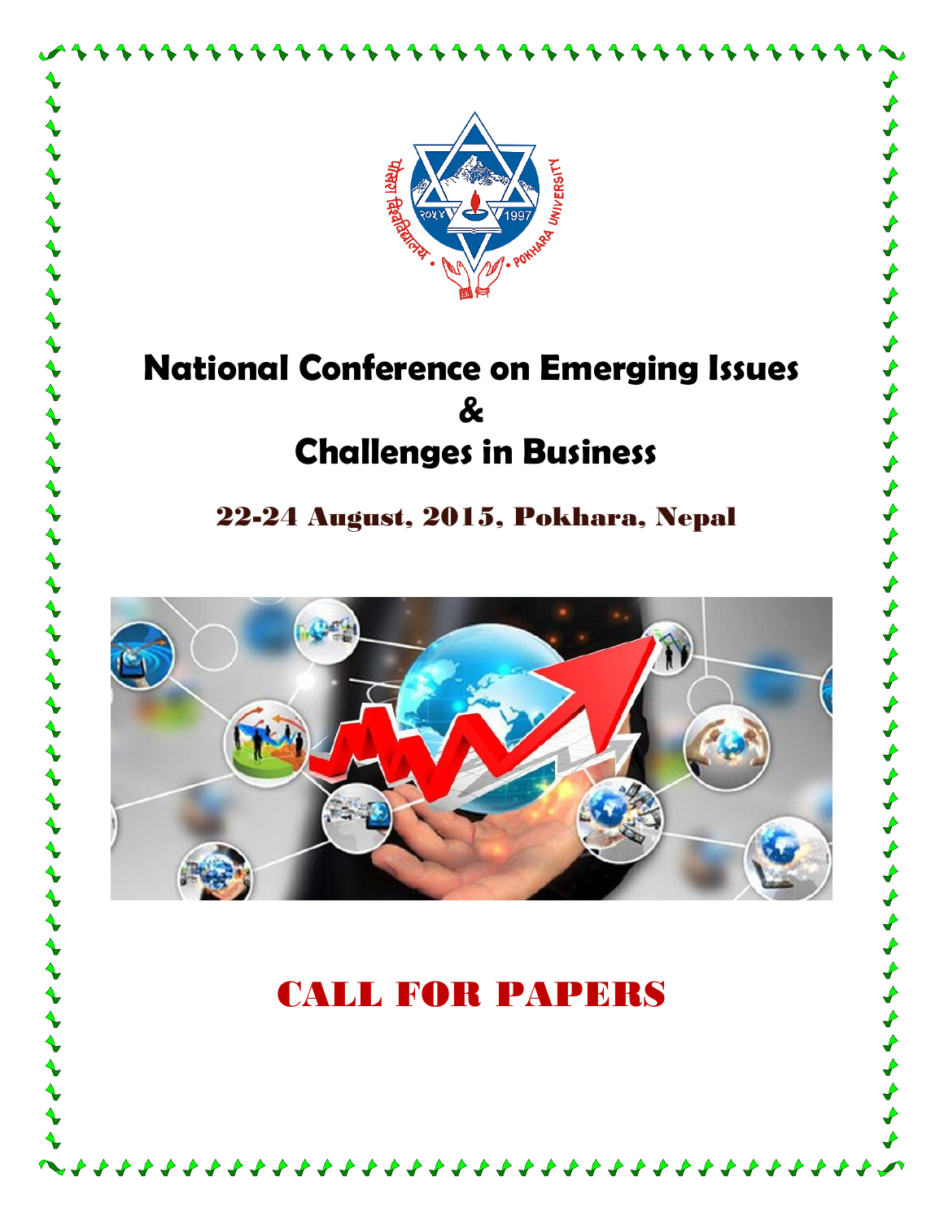# National Conference on Emerging Issues & Challenges in Business

## 22-24 August, 2015, Pokhara, Nepal

# CALL FOR PAPERS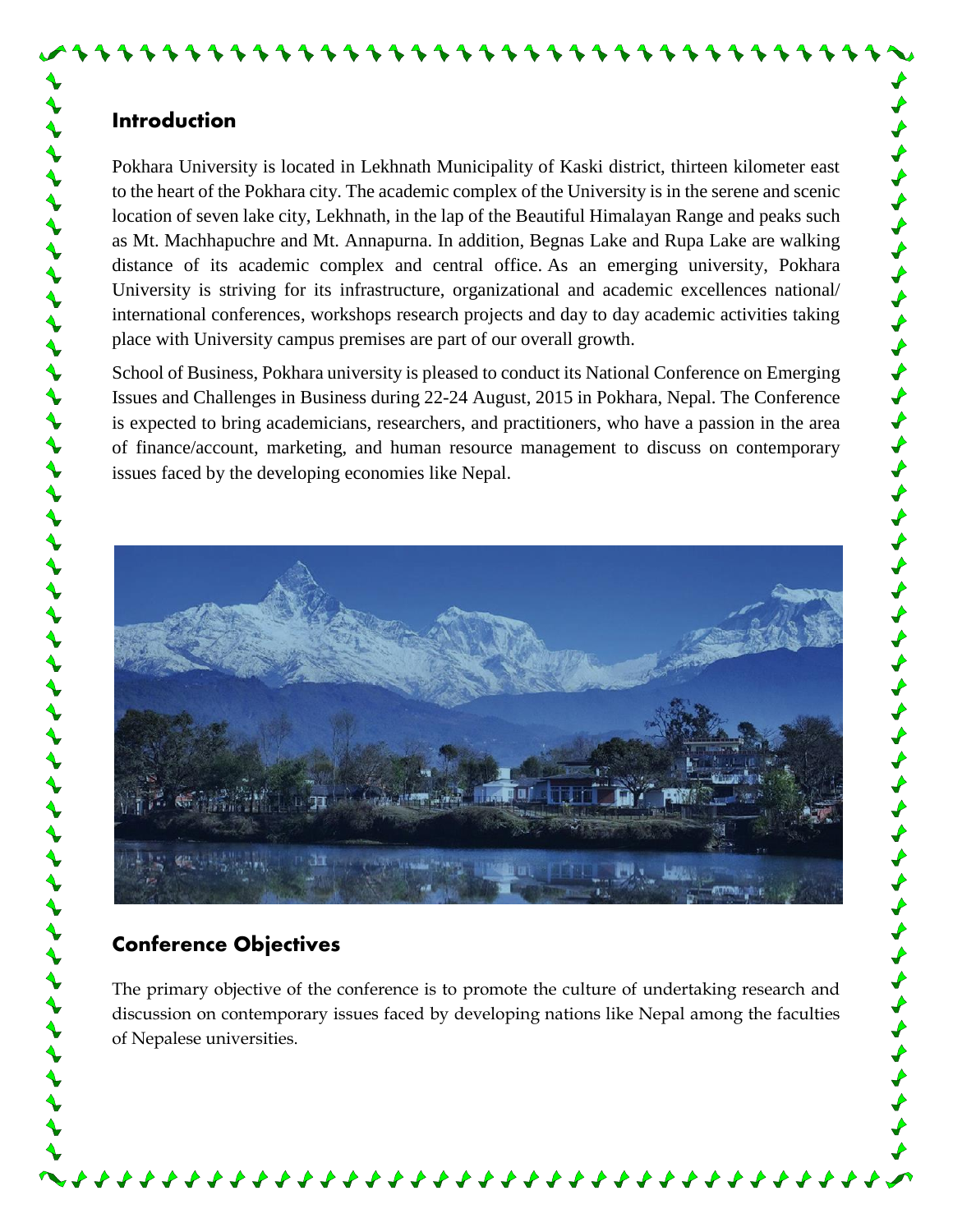## Introduction

Pokhara University is located in Lekhnath Municipality of Kaski district, thirteen kilometer east to the heart of the Pokhara city. The academic complex of the University is in the serene and scenic location of seven lake city, Lekhnath, in the lap of the Beautiful Himalayan Range and peaks such as Mt. Machhapuchre and Mt. Annapurna. In addition, Begnas Lake and Rupa Lake are walking distance of its academic complex and central office. As an emerging university, Pokhara University is striving for its infrastructure, organizational and academic excellences national/ international conferences, workshops research projects and day to day academic activities taking place with University campus premises are part of our overall growth.

School of Business, Pokhara university is pleased to conduct its National Conference on Emerging Issues and Challenges in Business during 22-24 August, 2015 in Pokhara, Nepal. The Conference is expected to bring academicians, researchers, and practitioners, who have a passion in the area of finance/account, marketing, and human resource management to discuss on contemporary issues faced by the developing economies like Nepal.

## Conference Objectives

The primary objective of the conference is to promote the culture of undertaking research and discussion on contemporary issues faced by developing nations like Nepal among the faculties of Nepalese universities.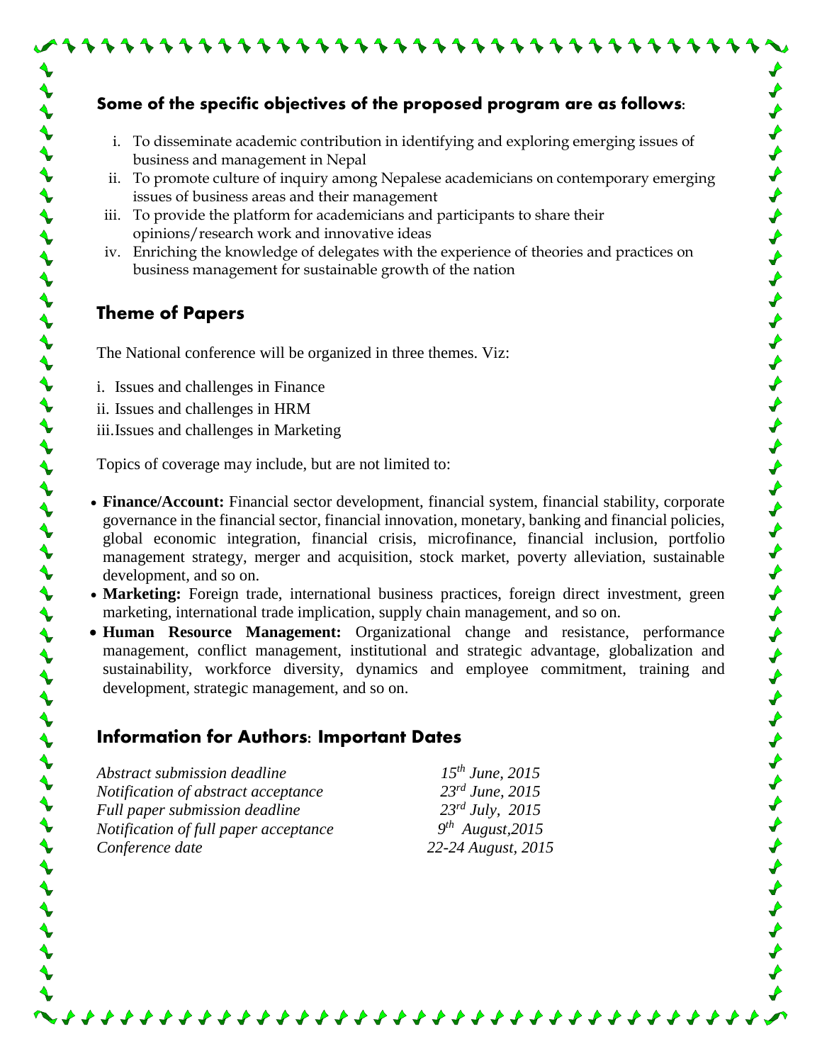## Some of the specific objectives of the proposed program are as follows:

i. To disseminate academic contribution in identifying and exploring emerging issues of business and management in Nepal
ii. To promote culture of inquiry among Nepalese academicians on contemporary emerging issues of business areas and their management
iii. To provide the platform for academicians and participants to share their opinions/research work and innovative ideas
iv. Enriching the knowledge of delegates with the experience of theories and practices on business management for sustainable growth of the nation

## Theme of Papers

The National conference will be organized in three themes. Viz:

i. Issues and challenges in Finance
ii. Issues and challenges in HRM
iii. Issues and challenges in Marketing

Topics of coverage may include, but are not limited to:

- **Finance/Account:** Financial sector development, financial system, financial stability, corporate governance in the financial sector, financial innovation, monetary, banking and financial policies, global economic integration, financial crisis, microfinance, financial inclusion, portfolio management strategy, merger and acquisition, stock market, poverty alleviation, sustainable development, and so on.
- **Marketing:** Foreign trade, international business practices, foreign direct investment, green marketing, international trade implication, supply chain management, and so on.
- **Human Resource Management:** Organizational change and resistance, performance management, conflict management, institutional and strategic advantage, globalization and sustainability, workforce diversity, dynamics and employee commitment, training and development, strategic management, and so on.

## Information for Authors: Important Dates

| | |
|---|---|
| *Abstract submission deadline* | *15th June, 2015* |
| *Notification of abstract acceptance* | *23rd June, 2015* |
| *Full paper submission deadline* | *23rd July, 2015* |
| *Notification of full paper acceptance* | *9th August,2015* |
| *Conference date* | *22-24 August, 2015* |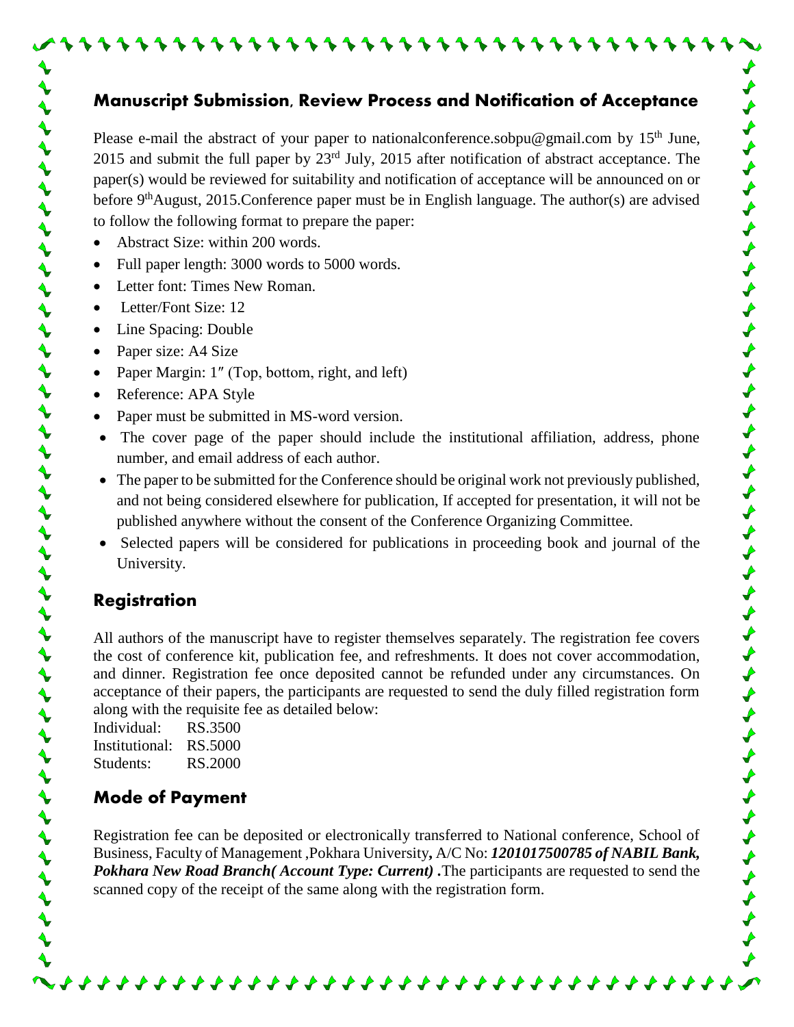## Manuscript Submission, Review Process and Notification of Acceptance

Please e-mail the abstract of your paper to nationalconference.sobpu@gmail.com by 15th June, 2015 and submit the full paper by 23rd July, 2015 after notification of abstract acceptance. The paper(s) would be reviewed for suitability and notification of acceptance will be announced on or before 9th August, 2015.Conference paper must be in English language. The author(s) are advised to follow the following format to prepare the paper:

- Abstract Size: within 200 words.
- Full paper length: 3000 words to 5000 words.
- Letter font: Times New Roman.
- Letter/Font Size: 12
- Line Spacing: Double
- Paper size: A4 Size
- Paper Margin: 1″ (Top, bottom, right, and left)
- Reference: APA Style
- Paper must be submitted in MS-word version.
- The cover page of the paper should include the institutional affiliation, address, phone number, and email address of each author.
- The paper to be submitted for the Conference should be original work not previously published, and not being considered elsewhere for publication, If accepted for presentation, it will not be published anywhere without the consent of the Conference Organizing Committee.
- Selected papers will be considered for publications in proceeding book and journal of the University.

## Registration

All authors of the manuscript have to register themselves separately. The registration fee covers the cost of conference kit, publication fee, and refreshments. It does not cover accommodation, and dinner. Registration fee once deposited cannot be refunded under any circumstances. On acceptance of their papers, the participants are requested to send the duly filled registration form along with the requisite fee as detailed below:

Individual: RS.3500
Institutional: RS.5000
Students: RS.2000

## Mode of Payment

Registration fee can be deposited or electronically transferred to National conference, School of Business, Faculty of Management ,Pokhara University**,** A/C No: ***1201017500785 of NABIL Bank, Pokhara New Road Branch( Account Type: Current) .***The participants are requested to send the scanned copy of the receipt of the same along with the registration form.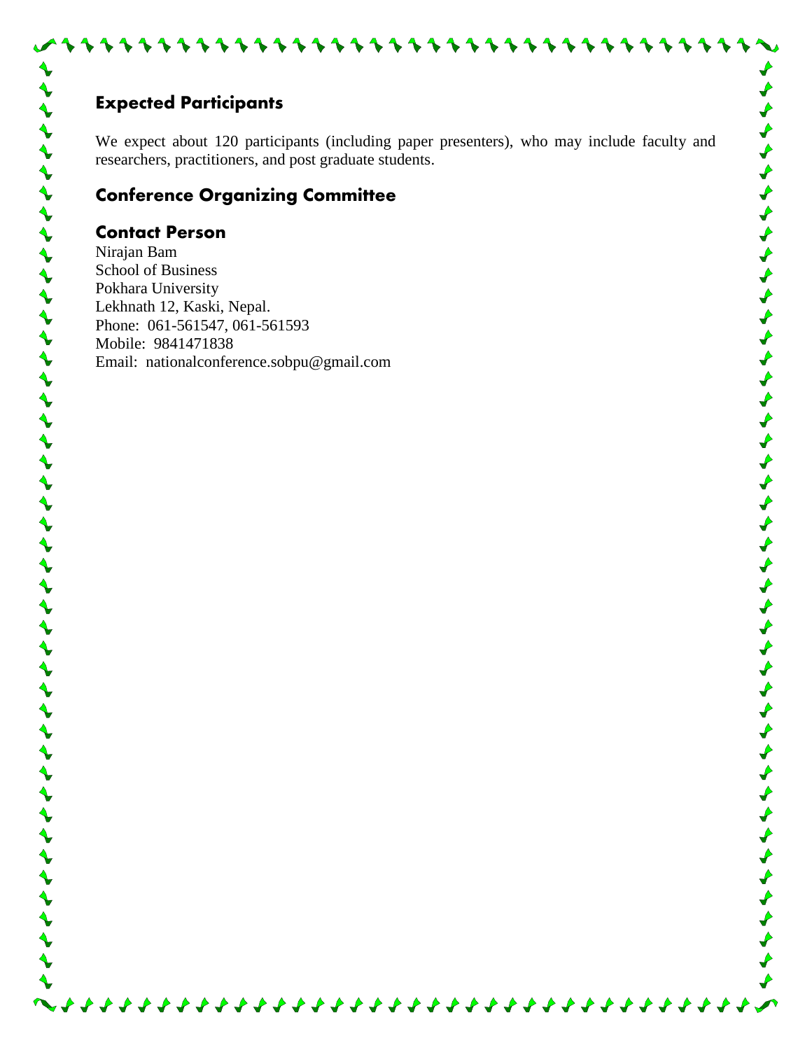## Expected Participants

We expect about 120 participants (including paper presenters), who may include faculty and researchers, practitioners, and post graduate students.

## Conference Organizing Committee

### Contact Person

Nirajan Bam
School of Business
Pokhara University
Lekhnath 12, Kaski, Nepal.
Phone: 061-561547, 061-561593
Mobile: 9841471838
Email: nationalconference.sobpu@gmail.com